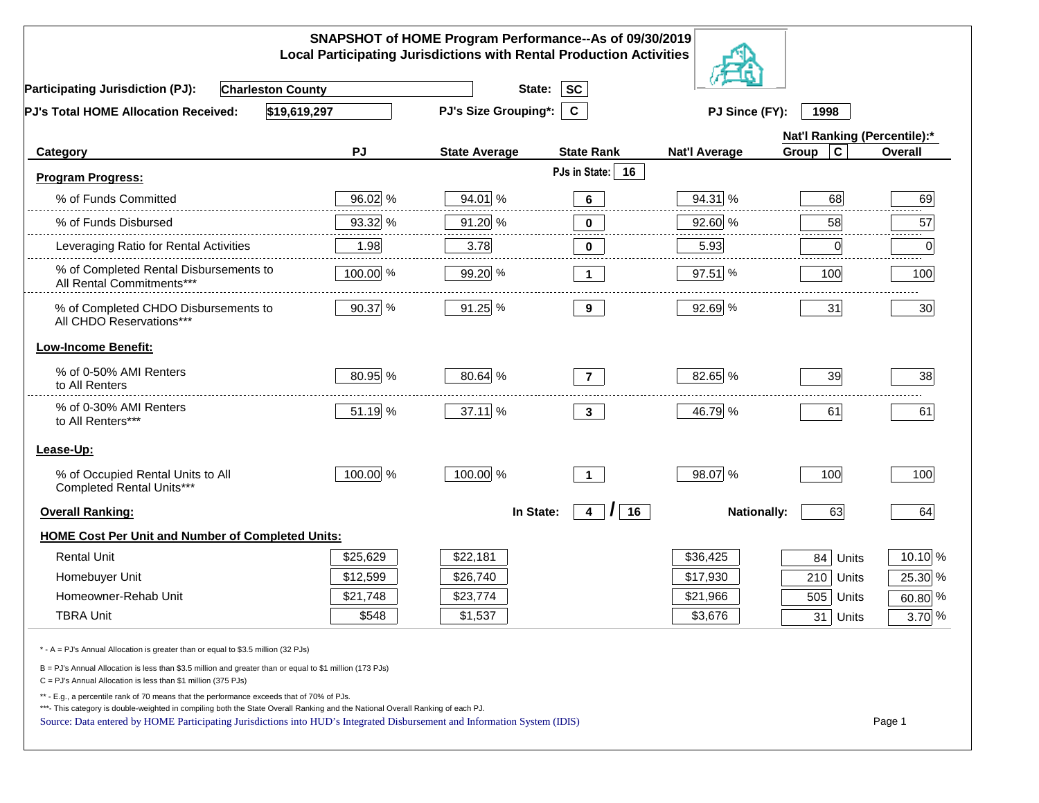# SNAPSHOT of HOME Program Performance--As of 09/30/2019
## Local Participating Jurisdictions with Rental Production Activities

**Participating Jurisdiction (PJ):** Charleston County **State:** SC

**PJ's Total HOME Allocation Received:** $19,619,297 **PJ's Size Grouping*:** C **PJ Since (FY):** 1998

| Category | PJ | State Average | State Rank | Nat'l Average | Nat'l Ranking (Percentile):* Group C | Overall |
|---|---|---|---|---|---|---|
| **Program Progress:** | | | PJs in State: 16 | | | |
| % of Funds Committed | 96.02 % | 94.01 % | 6 | 94.31 % | 68 | 69 |
| % of Funds Disbursed | 93.32 % | 91.20 % | 0 | 92.60 % | 58 | 57 |
| Leveraging Ratio for Rental Activities | 1.98 | 3.78 | 0 | 5.93 | 0 | 0 |
| % of Completed Rental Disbursements to All Rental Commitments*** | 100.00 % | 99.20 % | 1 | 97.51 % | 100 | 100 |
| % of Completed CHDO Disbursements to All CHDO Reservations*** | 90.37 % | 91.25 % | 9 | 92.69 % | 31 | 30 |
| **Low-Income Benefit:** | | | | | | |
| % of 0-50% AMI Renters to All Renters | 80.95 % | 80.64 % | 7 | 82.65 % | 39 | 38 |
| % of 0-30% AMI Renters to All Renters*** | 51.19 % | 37.11 % | 3 | 46.79 % | 61 | 61 |
| **Lease-Up:** | | | | | | |
| % of Occupied Rental Units to All Completed Rental Units*** | 100.00 % | 100.00 % | 1 | 98.07 % | 100 | 100 |
| **Overall Ranking:** | | In State: | 4 / 16 | Nationally: | 63 | 64 |
| **HOME Cost Per Unit and Number of Completed Units:** | | | | | | |
| Rental Unit | $25,629 | $22,181 | | $36,425 | 84 Units | 10.10 % |
| Homebuyer Unit | $12,599 | $26,740 | | $17,930 | 210 Units | 25.30 % |
| Homeowner-Rehab Unit | $21,748 | $23,774 | | $21,966 | 505 Units | 60.80 % |
| TBRA Unit | $548 | $1,537 | | $3,676 | 31 Units | 3.70 % |

\* - A = PJ's Annual Allocation is greater than or equal to $3.5 million (32 PJs)

B = PJ's Annual Allocation is less than $3.5 million and greater than or equal to $1 million (173 PJs)

C = PJ's Annual Allocation is less than $1 million (375 PJs)

** - E.g., a percentile rank of 70 means that the performance exceeds that of 70% of PJs.

***- This category is double-weighted in compiling both the State Overall Ranking and the National Overall Ranking of each PJ.

Source: Data entered by HOME Participating Jurisdictions into HUD's Integrated Disbursement and Information System (IDIS)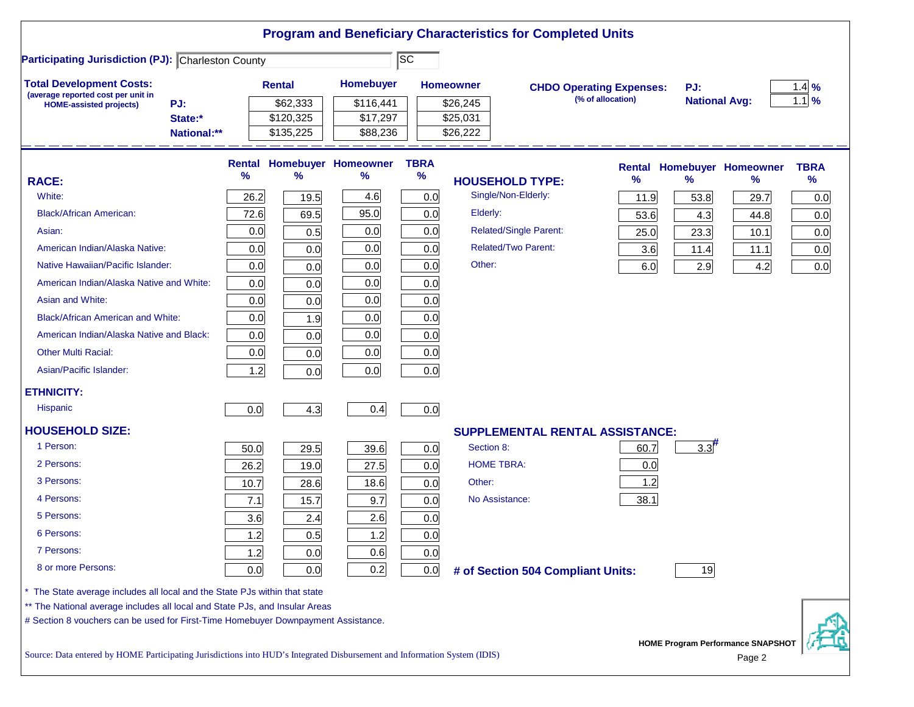# Program and Beneficiary Characteristics for Completed Units

**Participating Jurisdiction (PJ):** Charleston County SC

**Total Development Costs:** (average reported cost per unit in HOME-assisted projects)

| | Rental | Homebuyer | Homeowner |
|---|---|---|---|
| PJ: | $62,333 | $116,441 | $26,245 |
| State:* | $120,325 | $17,297 | $25,031 |
| National:** | $135,225 | $88,236 | $26,222 |

**CHDO Operating Expenses:** (% of allocation)

| | |
|---|---|
| PJ: | 1.4 % |
| National Avg: | 1.1 % |

| RACE: | Rental % | Homebuyer % | Homeowner % | TBRA % |
|---|---|---|---|---|
| White: | 26.2 | 19.5 | 4.6 | 0.0 |
| Black/African American: | 72.6 | 69.5 | 95.0 | 0.0 |
| Asian: | 0.0 | 0.5 | 0.0 | 0.0 |
| American Indian/Alaska Native: | 0.0 | 0.0 | 0.0 | 0.0 |
| Native Hawaiian/Pacific Islander: | 0.0 | 0.0 | 0.0 | 0.0 |
| American Indian/Alaska Native and White: | 0.0 | 0.0 | 0.0 | 0.0 |
| Asian and White: | 0.0 | 0.0 | 0.0 | 0.0 |
| Black/African American and White: | 0.0 | 1.9 | 0.0 | 0.0 |
| American Indian/Alaska Native and Black: | 0.0 | 0.0 | 0.0 | 0.0 |
| Other Multi Racial: | 0.0 | 0.0 | 0.0 | 0.0 |
| Asian/Pacific Islander: | 1.2 | 0.0 | 0.0 | 0.0 |
| **ETHNICITY:** | | | | |
| Hispanic | 0.0 | 4.3 | 0.4 | 0.0 |
| **HOUSEHOLD SIZE:** | | | | |
| 1 Person: | 50.0 | 29.5 | 39.6 | 0.0 |
| 2 Persons: | 26.2 | 19.0 | 27.5 | 0.0 |
| 3 Persons: | 10.7 | 28.6 | 18.6 | 0.0 |
| 4 Persons: | 7.1 | 15.7 | 9.7 | 0.0 |
| 5 Persons: | 3.6 | 2.4 | 2.6 | 0.0 |
| 6 Persons: | 1.2 | 0.5 | 1.2 | 0.0 |
| 7 Persons: | 1.2 | 0.0 | 0.6 | 0.0 |
| 8 or more Persons: | 0.0 | 0.0 | 0.2 | 0.0 |

| HOUSEHOLD TYPE: | Rental % | Homebuyer % | Homeowner % | TBRA % |
|---|---|---|---|---|
| Single/Non-Elderly: | 11.9 | 53.8 | 29.7 | 0.0 |
| Elderly: | 53.6 | 4.3 | 44.8 | 0.0 |
| Related/Single Parent: | 25.0 | 23.3 | 10.1 | 0.0 |
| Related/Two Parent: | 3.6 | 11.4 | 11.1 | 0.0 |
| Other: | 6.0 | 2.9 | 4.2 | 0.0 |

| SUPPLEMENTAL RENTAL ASSISTANCE: | Rental | Homebuyer |
|---|---|---|
| Section 8: | 60.7 | 3.3# |
| HOME TBRA: | 0.0 | |
| Other: | 1.2 | |
| No Assistance: | 38.1 | |

**# of Section 504 Compliant Units:** 19

\* The State average includes all local and the State PJs within that state

\*\* The National average includes all local and State PJs, and Insular Areas

# Section 8 vouchers can be used for First-Time Homebuyer Downpayment Assistance.

Source: Data entered by HOME Participating Jurisdictions into HUD's Integrated Disbursement and Information System (IDIS)

HOME Program Performance SNAPSHOT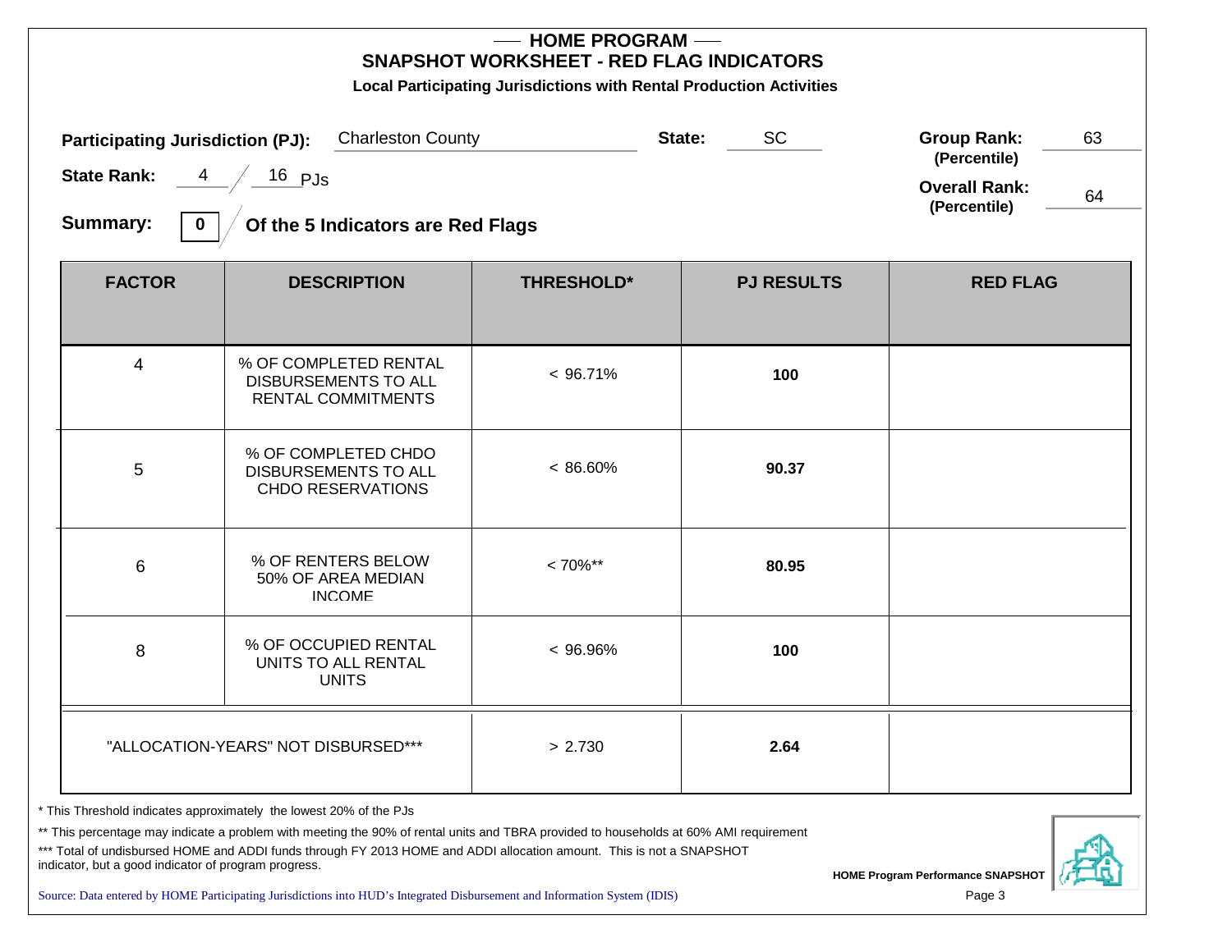# HOME PROGRAM
## SNAPSHOT WORKSHEET - RED FLAG INDICATORS
### Local Participating Jurisdictions with Rental Production Activities

**Participating Jurisdiction (PJ):** Charleston County **State:** SC **Group Rank:** 63 **(Percentile)**

**State Rank:** 4 / 16 PJs **Overall Rank:** 64 **(Percentile)**

**Summary:** 0 **Of the 5 Indicators are Red Flags**

| FACTOR | DESCRIPTION | THRESHOLD* | PJ RESULTS | RED FLAG |
|---|---|---|---|---|
| 4 | % OF COMPLETED RENTAL DISBURSEMENTS TO ALL RENTAL COMMITMENTS | < 96.71% | **100** | |
| 5 | % OF COMPLETED CHDO DISBURSEMENTS TO ALL CHDO RESERVATIONS | < 86.60% | **90.37** | |
| 6 | % OF RENTERS BELOW 50% OF AREA MEDIAN INCOME | < 70%** | **80.95** | |
| 8 | % OF OCCUPIED RENTAL UNITS TO ALL RENTAL UNITS | < 96.96% | **100** | |
| "ALLOCATION-YEARS" NOT DISBURSED*** | | > 2.730 | **2.64** | |

\* This Threshold indicates approximately the lowest 20% of the PJs

** This percentage may indicate a problem with meeting the 90% of rental units and TBRA provided to households at 60% AMI requirement

*** Total of undisbursed HOME and ADDI funds through FY 2013 HOME and ADDI allocation amount. This is not a SNAPSHOT indicator, but a good indicator of program progress.

**HOME Program Performance SNAPSHOT**

Source: Data entered by HOME Participating Jurisdictions into HUD's Integrated Disbursement and Information System (IDIS)